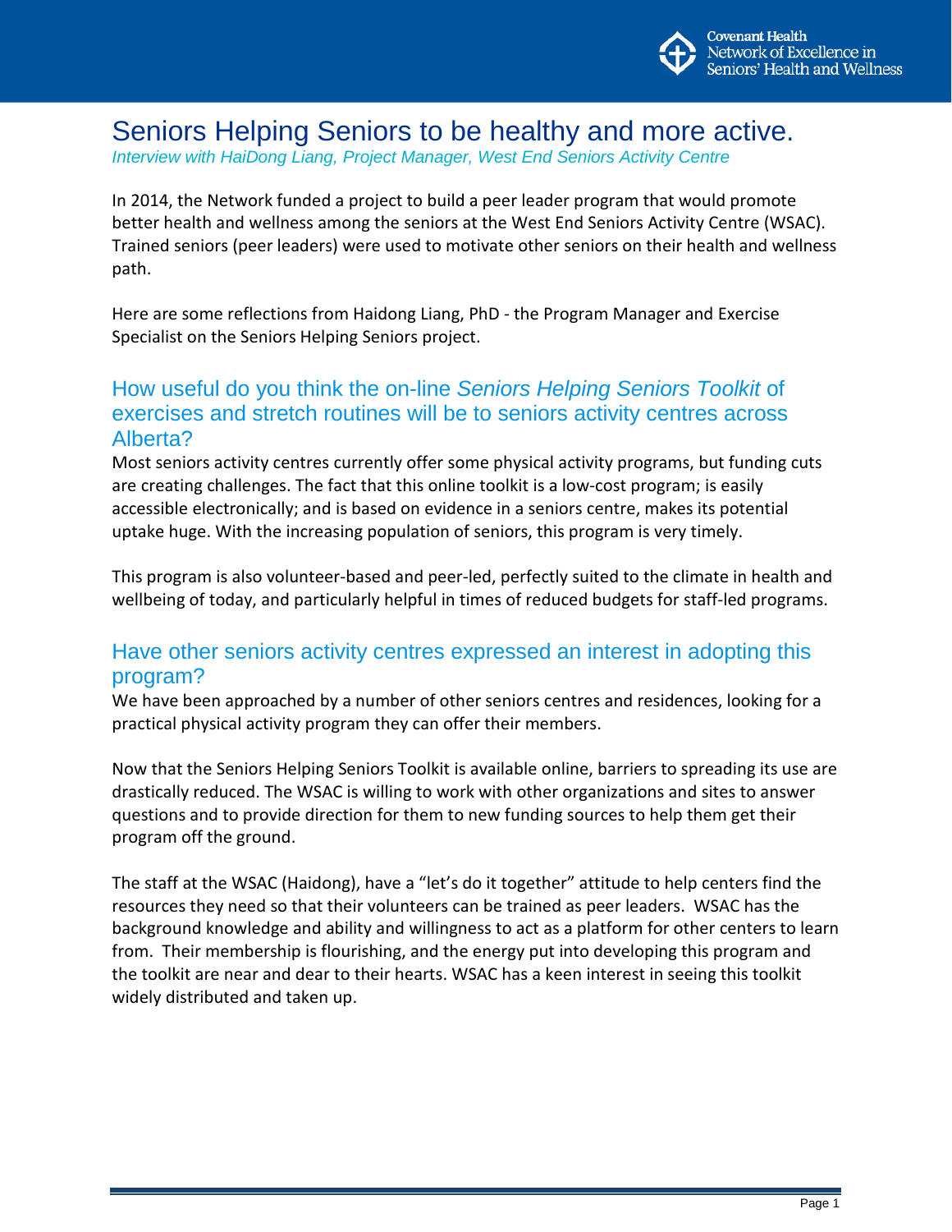# Seniors Helping Seniors to be healthy and more active.

*Interview with HaiDong Liang, Project Manager, West End Seniors Activity Centre*

In 2014, the Network funded a project to build a peer leader program that would promote better health and wellness among the seniors at the West End Seniors Activity Centre (WSAC). Trained seniors (peer leaders) were used to motivate other seniors on their health and wellness path.

Here are some reflections from Haidong Liang, PhD - the Program Manager and Exercise Specialist on the Seniors Helping Seniors project.

## How useful do you think the on-line *Seniors Helping Seniors Toolkit* of exercises and stretch routines will be to seniors activity centres across Alberta?

Most seniors activity centres currently offer some physical activity programs, but funding cuts are creating challenges. The fact that this online toolkit is a low-cost program; is easily accessible electronically; and is based on evidence in a seniors centre, makes its potential uptake huge. With the increasing population of seniors, this program is very timely.

This program is also volunteer-based and peer-led, perfectly suited to the climate in health and wellbeing of today, and particularly helpful in times of reduced budgets for staff-led programs.

## Have other seniors activity centres expressed an interest in adopting this program?

We have been approached by a number of other seniors centres and residences, looking for a practical physical activity program they can offer their members.

Now that the Seniors Helping Seniors Toolkit is available online, barriers to spreading its use are drastically reduced. The WSAC is willing to work with other organizations and sites to answer questions and to provide direction for them to new funding sources to help them get their program off the ground.

The staff at the WSAC (Haidong), have a "let's do it together" attitude to help centers find the resources they need so that their volunteers can be trained as peer leaders. WSAC has the background knowledge and ability and willingness to act as a platform for other centers to learn from. Their membership is flourishing, and the energy put into developing this program and the toolkit are near and dear to their hearts. WSAC has a keen interest in seeing this toolkit widely distributed and taken up.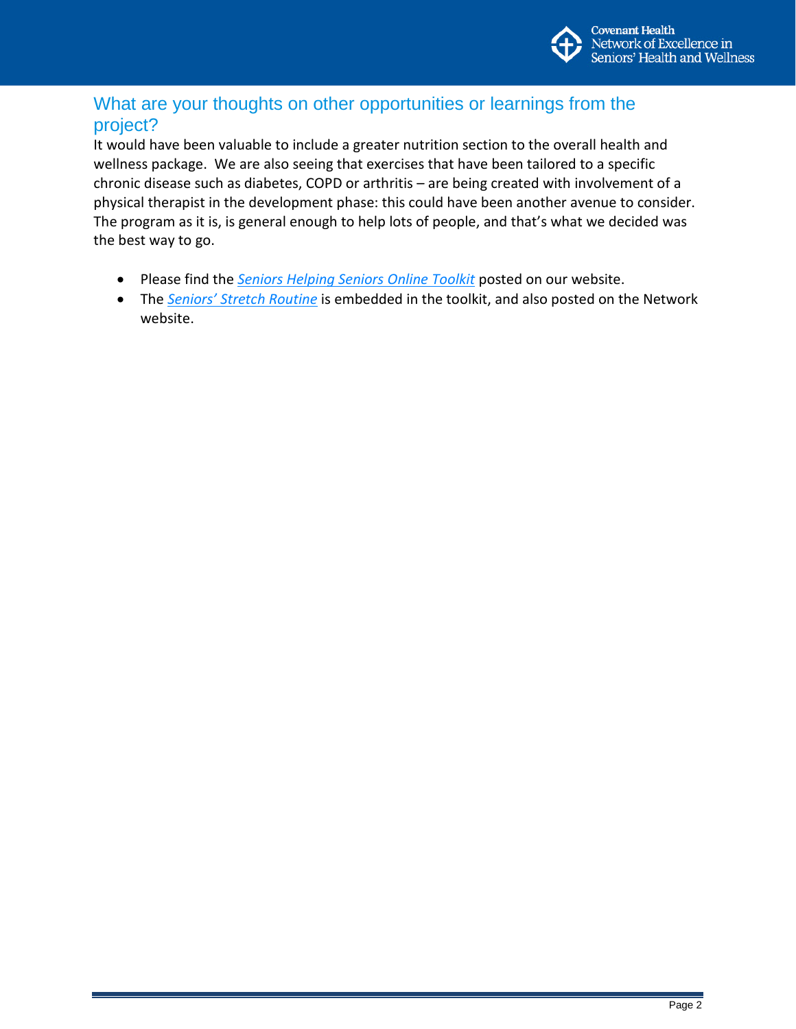## What are your thoughts on other opportunities or learnings from the project?

It would have been valuable to include a greater nutrition section to the overall health and wellness package. We are also seeing that exercises that have been tailored to a specific chronic disease such as diabetes, COPD or arthritis – are being created with involvement of a physical therapist in the development phase: this could have been another avenue to consider. The program as it is, is general enough to help lots of people, and that's what we decided was the best way to go.

- Please find the *Seniors Helping Seniors Online Toolkit* posted on our website.
- The *Seniors' Stretch Routine* is embedded in the toolkit, and also posted on the Network website.